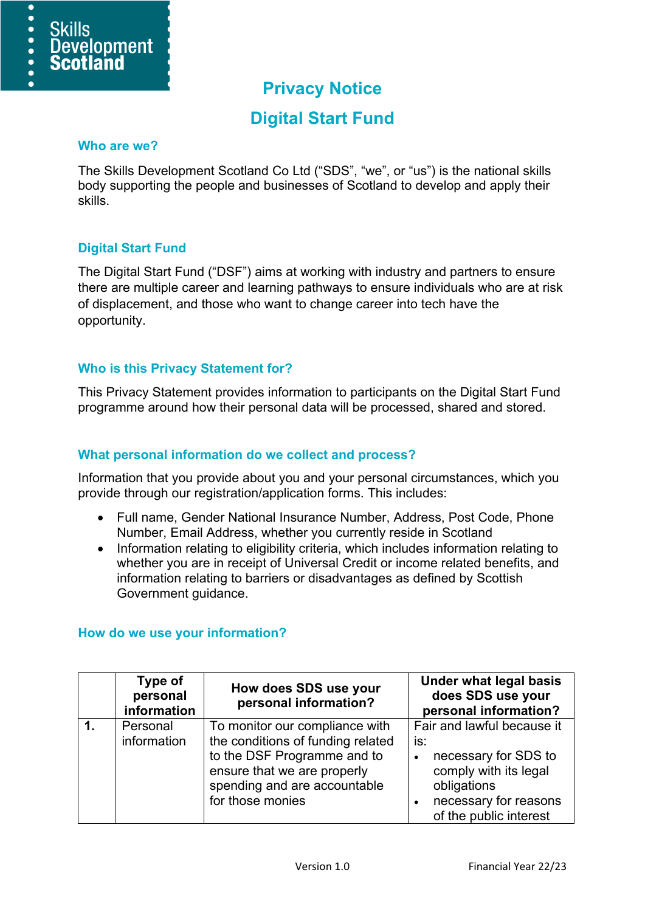# Privacy Notice

# Digital Start Fund

## Who are we?

The Skills Development Scotland Co Ltd ("SDS", "we", or "us") is the national skills body supporting the people and businesses of Scotland to develop and apply their skills.

## Digital Start Fund

The Digital Start Fund ("DSF") aims at working with industry and partners to ensure there are multiple career and learning pathways to ensure individuals who are at risk of displacement, and those who want to change career into tech have the opportunity.

## Who is this Privacy Statement for?

This Privacy Statement provides information to participants on the Digital Start Fund programme around how their personal data will be processed, shared and stored.

## What personal information do we collect and process?

Information that you provide about you and your personal circumstances, which you provide through our registration/application forms. This includes:

- Full name, Gender National Insurance Number, Address, Post Code, Phone Number, Email Address, whether you currently reside in Scotland
- Information relating to eligibility criteria, which includes information relating to whether you are in receipt of Universal Credit or income related benefits, and information relating to barriers or disadvantages as defined by Scottish Government guidance.

## How do we use your information?

| | Type of personal information | How does SDS use your personal information? | Under what legal basis does SDS use your personal information? |
|---|---|---|---|
| **1.** | Personal information | To monitor our compliance with the conditions of funding related to the DSF Programme and to ensure that we are properly spending and are accountable for those monies | Fair and lawful because it is: <br>• necessary for SDS to comply with its legal obligations <br>• necessary for reasons of the public interest |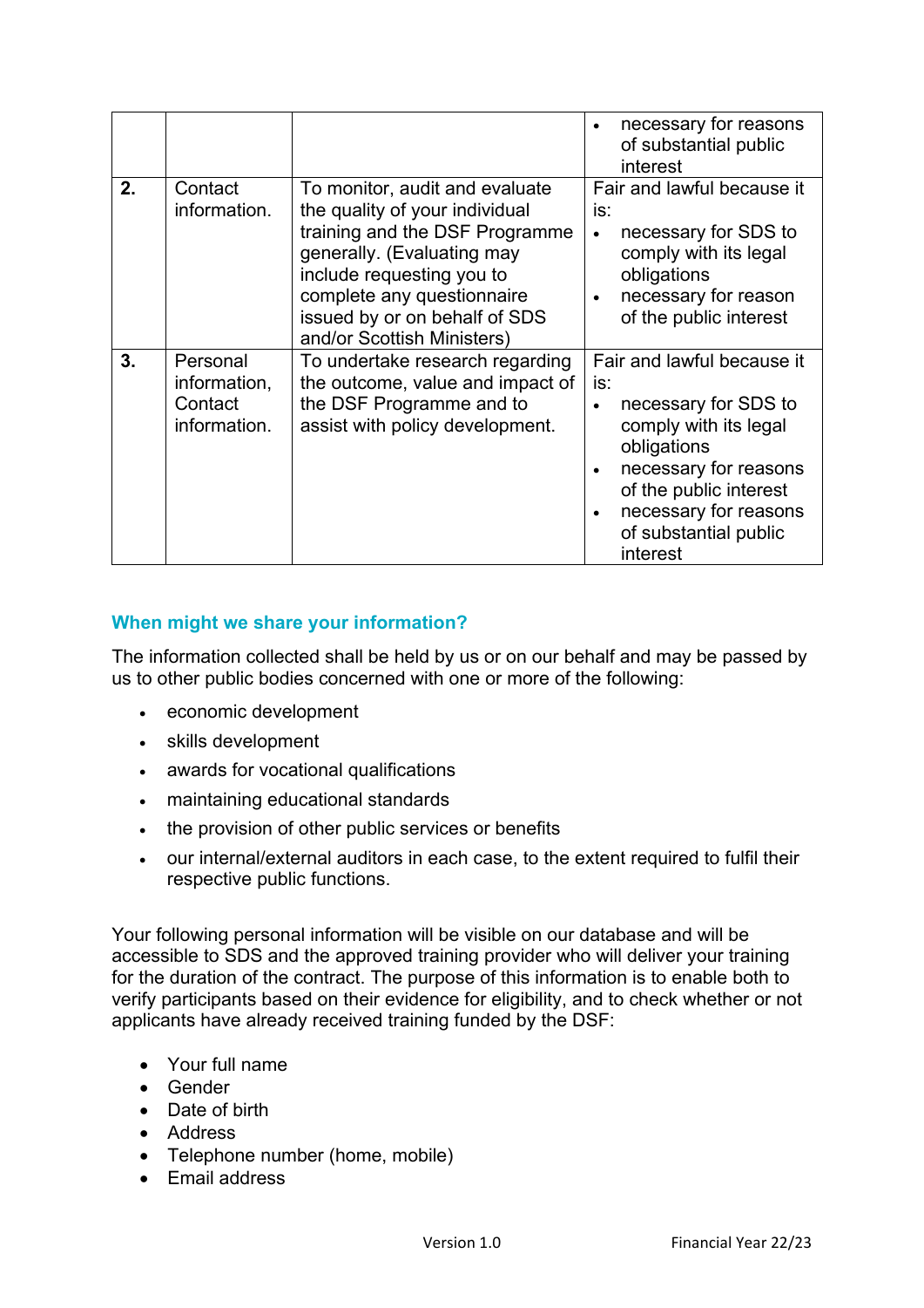| | | | |
|---|---|---|---|
| | | | • necessary for reasons of substantial public interest |
| **2.** | Contact information. | To monitor, audit and evaluate the quality of your individual training and the DSF Programme generally. (Evaluating may include requesting you to complete any questionnaire issued by or on behalf of SDS and/or Scottish Ministers) | Fair and lawful because it is: <br>• necessary for SDS to comply with its legal obligations <br>• necessary for reason of the public interest |
| **3.** | Personal information, Contact information. | To undertake research regarding the outcome, value and impact of the DSF Programme and to assist with policy development. | Fair and lawful because it is: <br>• necessary for SDS to comply with its legal obligations <br>• necessary for reasons of the public interest <br>• necessary for reasons of substantial public interest |

## When might we share your information?

The information collected shall be held by us or on our behalf and may be passed by us to other public bodies concerned with one or more of the following:

- economic development
- skills development
- awards for vocational qualifications
- maintaining educational standards
- the provision of other public services or benefits
- our internal/external auditors in each case, to the extent required to fulfil their respective public functions.

Your following personal information will be visible on our database and will be accessible to SDS and the approved training provider who will deliver your training for the duration of the contract. The purpose of this information is to enable both to verify participants based on their evidence for eligibility, and to check whether or not applicants have already received training funded by the DSF:

- Your full name
- Gender
- Date of birth
- Address
- Telephone number (home, mobile)
- Email address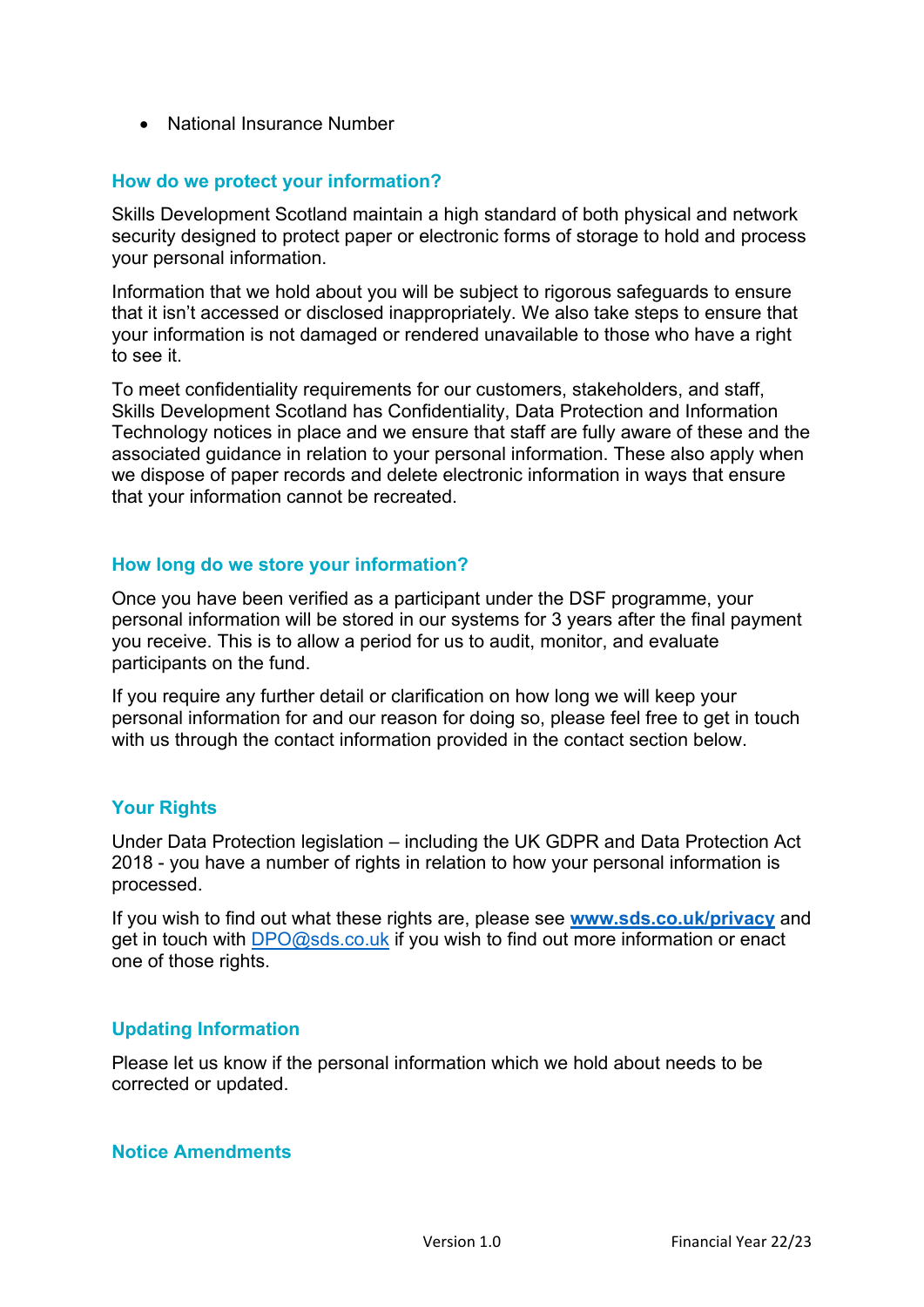- National Insurance Number

## How do we protect your information?

Skills Development Scotland maintain a high standard of both physical and network security designed to protect paper or electronic forms of storage to hold and process your personal information.

Information that we hold about you will be subject to rigorous safeguards to ensure that it isn't accessed or disclosed inappropriately. We also take steps to ensure that your information is not damaged or rendered unavailable to those who have a right to see it.

To meet confidentiality requirements for our customers, stakeholders, and staff, Skills Development Scotland has Confidentiality, Data Protection and Information Technology notices in place and we ensure that staff are fully aware of these and the associated guidance in relation to your personal information. These also apply when we dispose of paper records and delete electronic information in ways that ensure that your information cannot be recreated.

## How long do we store your information?

Once you have been verified as a participant under the DSF programme, your personal information will be stored in our systems for 3 years after the final payment you receive. This is to allow a period for us to audit, monitor, and evaluate participants on the fund.

If you require any further detail or clarification on how long we will keep your personal information for and our reason for doing so, please feel free to get in touch with us through the contact information provided in the contact section below.

## Your Rights

Under Data Protection legislation – including the UK GDPR and Data Protection Act 2018 - you have a number of rights in relation to how your personal information is processed.

If you wish to find out what these rights are, please see **[www.sds.co.uk/privacy](http://www.sds.co.uk/privacy)** and get in touch with [DPO@sds.co.uk](mailto:DPO@sds.co.uk) if you wish to find out more information or enact one of those rights.

## Updating Information

Please let us know if the personal information which we hold about needs to be corrected or updated.

## Notice Amendments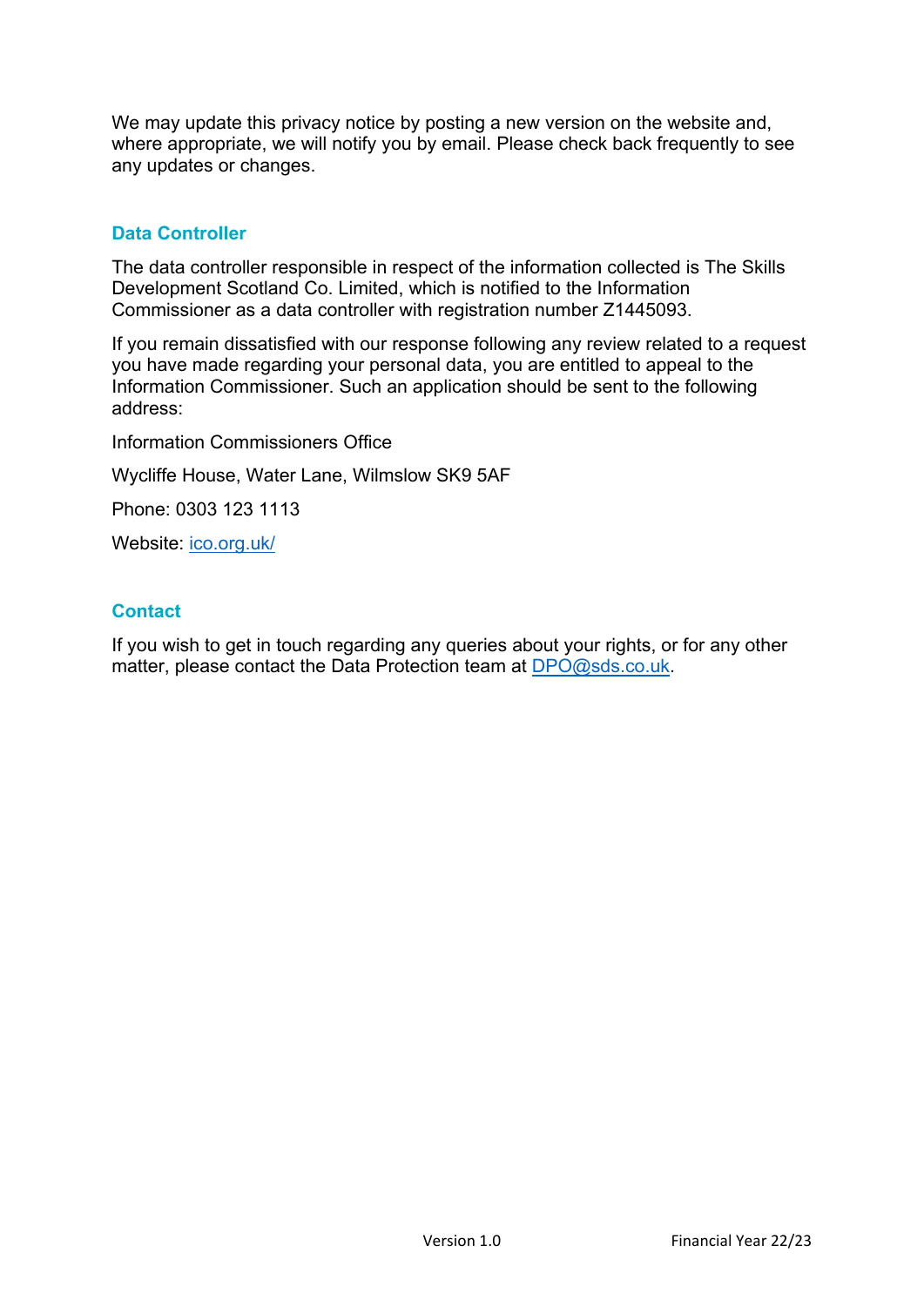We may update this privacy notice by posting a new version on the website and, where appropriate, we will notify you by email. Please check back frequently to see any updates or changes.

## Data Controller

The data controller responsible in respect of the information collected is The Skills Development Scotland Co. Limited, which is notified to the Information Commissioner as a data controller with registration number Z1445093.

If you remain dissatisfied with our response following any review related to a request you have made regarding your personal data, you are entitled to appeal to the Information Commissioner. Such an application should be sent to the following address:

Information Commissioners Office

Wycliffe House, Water Lane, Wilmslow SK9 5AF

Phone: 0303 123 1113

Website: [ico.org.uk/](https://ico.org.uk/)

## Contact

If you wish to get in touch regarding any queries about your rights, or for any other matter, please contact the Data Protection team at [DPO@sds.co.uk](mailto:DPO@sds.co.uk).